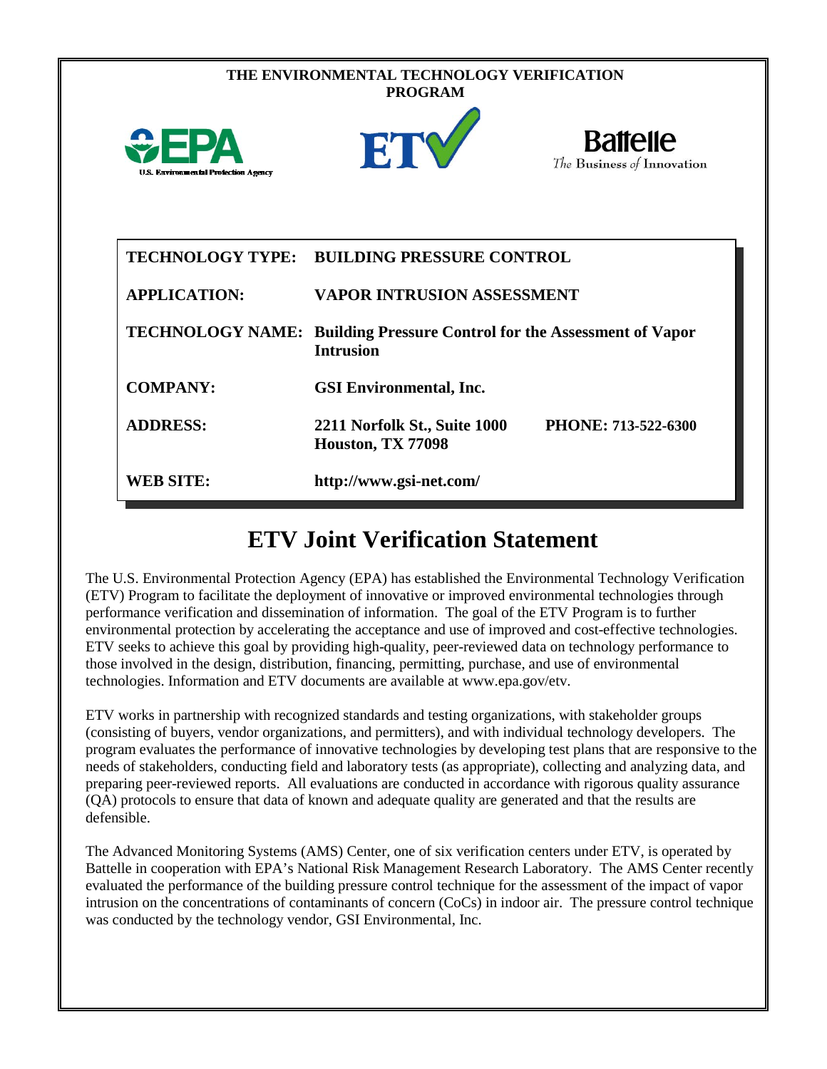**THE ENVIRONMENTAL TECHNOLOGY VERIFICATION PROGRAM**

U.S. Environmental Protection Agency

Battelle
*The Business of Innovation*

| | |
|---|---|
| **TECHNOLOGY TYPE:** | **BUILDING PRESSURE CONTROL** |
| **APPLICATION:** | **VAPOR INTRUSION ASSESSMENT** |
| **TECHNOLOGY NAME:** | **Building Pressure Control for the Assessment of Vapor Intrusion** |
| **COMPANY:** | **GSI Environmental, Inc.** |
| **ADDRESS:** | **2211 Norfolk St., Suite 1000 Houston, TX 77098** **PHONE: 713-522-6300** |
| **WEB SITE:** | **http://www.gsi-net.com/** |

# ETV Joint Verification Statement

The U.S. Environmental Protection Agency (EPA) has established the Environmental Technology Verification (ETV) Program to facilitate the deployment of innovative or improved environmental technologies through performance verification and dissemination of information. The goal of the ETV Program is to further environmental protection by accelerating the acceptance and use of improved and cost-effective technologies. ETV seeks to achieve this goal by providing high-quality, peer-reviewed data on technology performance to those involved in the design, distribution, financing, permitting, purchase, and use of environmental technologies. Information and ETV documents are available at www.epa.gov/etv.

ETV works in partnership with recognized standards and testing organizations, with stakeholder groups (consisting of buyers, vendor organizations, and permitters), and with individual technology developers. The program evaluates the performance of innovative technologies by developing test plans that are responsive to the needs of stakeholders, conducting field and laboratory tests (as appropriate), collecting and analyzing data, and preparing peer-reviewed reports. All evaluations are conducted in accordance with rigorous quality assurance (QA) protocols to ensure that data of known and adequate quality are generated and that the results are defensible.

The Advanced Monitoring Systems (AMS) Center, one of six verification centers under ETV, is operated by Battelle in cooperation with EPA's National Risk Management Research Laboratory. The AMS Center recently evaluated the performance of the building pressure control technique for the assessment of the impact of vapor intrusion on the concentrations of contaminants of concern (CoCs) in indoor air. The pressure control technique was conducted by the technology vendor, GSI Environmental, Inc.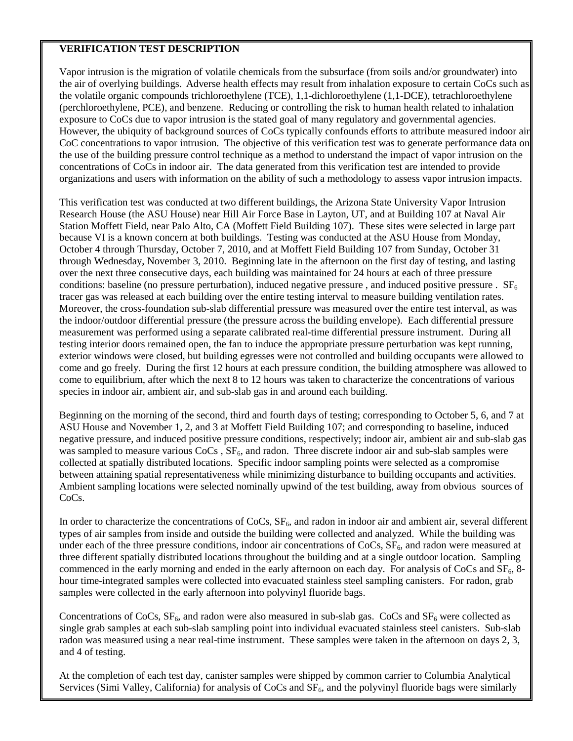**VERIFICATION TEST DESCRIPTION**

Vapor intrusion is the migration of volatile chemicals from the subsurface (from soils and/or groundwater) into the air of overlying buildings. Adverse health effects may result from inhalation exposure to certain CoCs such as the volatile organic compounds trichloroethylene (TCE), 1,1-dichloroethylene (1,1-DCE), tetrachloroethylene (perchloroethylene, PCE), and benzene. Reducing or controlling the risk to human health related to inhalation exposure to CoCs due to vapor intrusion is the stated goal of many regulatory and governmental agencies. However, the ubiquity of background sources of CoCs typically confounds efforts to attribute measured indoor air CoC concentrations to vapor intrusion. The objective of this verification test was to generate performance data on the use of the building pressure control technique as a method to understand the impact of vapor intrusion on the concentrations of CoCs in indoor air. The data generated from this verification test are intended to provide organizations and users with information on the ability of such a methodology to assess vapor intrusion impacts.

This verification test was conducted at two different buildings, the Arizona State University Vapor Intrusion Research House (the ASU House) near Hill Air Force Base in Layton, UT, and at Building 107 at Naval Air Station Moffett Field, near Palo Alto, CA (Moffett Field Building 107). These sites were selected in large part because VI is a known concern at both buildings. Testing was conducted at the ASU House from Monday, October 4 through Thursday, October 7, 2010, and at Moffett Field Building 107 from Sunday, October 31 through Wednesday, November 3, 2010. Beginning late in the afternoon on the first day of testing, and lasting over the next three consecutive days, each building was maintained for 24 hours at each of three pressure conditions: baseline (no pressure perturbation), induced negative pressure , and induced positive pressure . $SF_6$ tracer gas was released at each building over the entire testing interval to measure building ventilation rates. Moreover, the cross-foundation sub-slab differential pressure was measured over the entire test interval, as was the indoor/outdoor differential pressure (the pressure across the building envelope). Each differential pressure measurement was performed using a separate calibrated real-time differential pressure instrument. During all testing interior doors remained open, the fan to induce the appropriate pressure perturbation was kept running, exterior windows were closed, but building egresses were not controlled and building occupants were allowed to come and go freely. During the first 12 hours at each pressure condition, the building atmosphere was allowed to come to equilibrium, after which the next 8 to 12 hours was taken to characterize the concentrations of various species in indoor air, ambient air, and sub-slab gas in and around each building.

Beginning on the morning of the second, third and fourth days of testing; corresponding to October 5, 6, and 7 at ASU House and November 1, 2, and 3 at Moffett Field Building 107; and corresponding to baseline, induced negative pressure, and induced positive pressure conditions, respectively; indoor air, ambient air and sub-slab gas was sampled to measure various CoCs , $SF_6$, and radon. Three discrete indoor air and sub-slab samples were collected at spatially distributed locations. Specific indoor sampling points were selected as a compromise between attaining spatial representativeness while minimizing disturbance to building occupants and activities. Ambient sampling locations were selected nominally upwind of the test building, away from obvious sources of CoCs.

In order to characterize the concentrations of CoCs, $SF_6$, and radon in indoor air and ambient air, several different types of air samples from inside and outside the building were collected and analyzed. While the building was under each of the three pressure conditions, indoor air concentrations of CoCs, $SF_6$, and radon were measured at three different spatially distributed locations throughout the building and at a single outdoor location. Sampling commenced in the early morning and ended in the early afternoon on each day. For analysis of CoCs and $SF_6$, 8-hour time-integrated samples were collected into evacuated stainless steel sampling canisters. For radon, grab samples were collected in the early afternoon into polyvinyl fluoride bags.

Concentrations of CoCs, $SF_6$, and radon were also measured in sub-slab gas. CoCs and $SF_6$ were collected as single grab samples at each sub-slab sampling point into individual evacuated stainless steel canisters. Sub-slab radon was measured using a near real-time instrument. These samples were taken in the afternoon on days 2, 3, and 4 of testing.

At the completion of each test day, canister samples were shipped by common carrier to Columbia Analytical Services (Simi Valley, California) for analysis of CoCs and $SF_6$, and the polyvinyl fluoride bags were similarly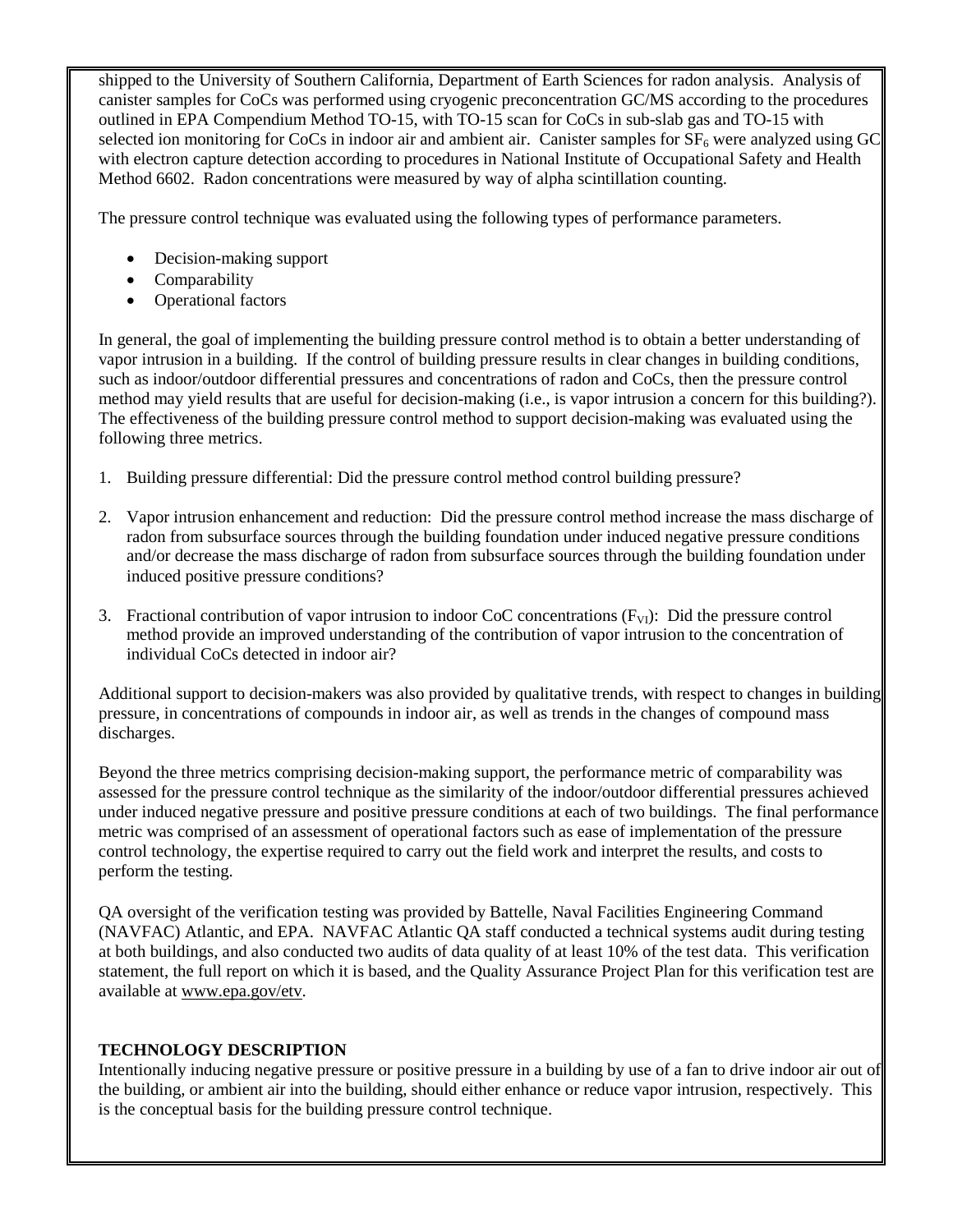shipped to the University of Southern California, Department of Earth Sciences for radon analysis. Analysis of canister samples for CoCs was performed using cryogenic preconcentration GC/MS according to the procedures outlined in EPA Compendium Method TO-15, with TO-15 scan for CoCs in sub-slab gas and TO-15 with selected ion monitoring for CoCs in indoor air and ambient air. Canister samples for $SF_6$ were analyzed using GC with electron capture detection according to procedures in National Institute of Occupational Safety and Health Method 6602. Radon concentrations were measured by way of alpha scintillation counting.

The pressure control technique was evaluated using the following types of performance parameters.

- Decision-making support
- Comparability
- Operational factors

In general, the goal of implementing the building pressure control method is to obtain a better understanding of vapor intrusion in a building. If the control of building pressure results in clear changes in building conditions, such as indoor/outdoor differential pressures and concentrations of radon and CoCs, then the pressure control method may yield results that are useful for decision-making (i.e., is vapor intrusion a concern for this building?). The effectiveness of the building pressure control method to support decision-making was evaluated using the following three metrics.

1. Building pressure differential: Did the pressure control method control building pressure?

2. Vapor intrusion enhancement and reduction: Did the pressure control method increase the mass discharge of radon from subsurface sources through the building foundation under induced negative pressure conditions and/or decrease the mass discharge of radon from subsurface sources through the building foundation under induced positive pressure conditions?

3. Fractional contribution of vapor intrusion to indoor CoC concentrations ($F_{VI}$): Did the pressure control method provide an improved understanding of the contribution of vapor intrusion to the concentration of individual CoCs detected in indoor air?

Additional support to decision-makers was also provided by qualitative trends, with respect to changes in building pressure, in concentrations of compounds in indoor air, as well as trends in the changes of compound mass discharges.

Beyond the three metrics comprising decision-making support, the performance metric of comparability was assessed for the pressure control technique as the similarity of the indoor/outdoor differential pressures achieved under induced negative pressure and positive pressure conditions at each of two buildings. The final performance metric was comprised of an assessment of operational factors such as ease of implementation of the pressure control technology, the expertise required to carry out the field work and interpret the results, and costs to perform the testing.

QA oversight of the verification testing was provided by Battelle, Naval Facilities Engineering Command (NAVFAC) Atlantic, and EPA. NAVFAC Atlantic QA staff conducted a technical systems audit during testing at both buildings, and also conducted two audits of data quality of at least 10% of the test data. This verification statement, the full report on which it is based, and the Quality Assurance Project Plan for this verification test are available at www.epa.gov/etv.

**TECHNOLOGY DESCRIPTION**

Intentionally inducing negative pressure or positive pressure in a building by use of a fan to drive indoor air out of the building, or ambient air into the building, should either enhance or reduce vapor intrusion, respectively. This is the conceptual basis for the building pressure control technique.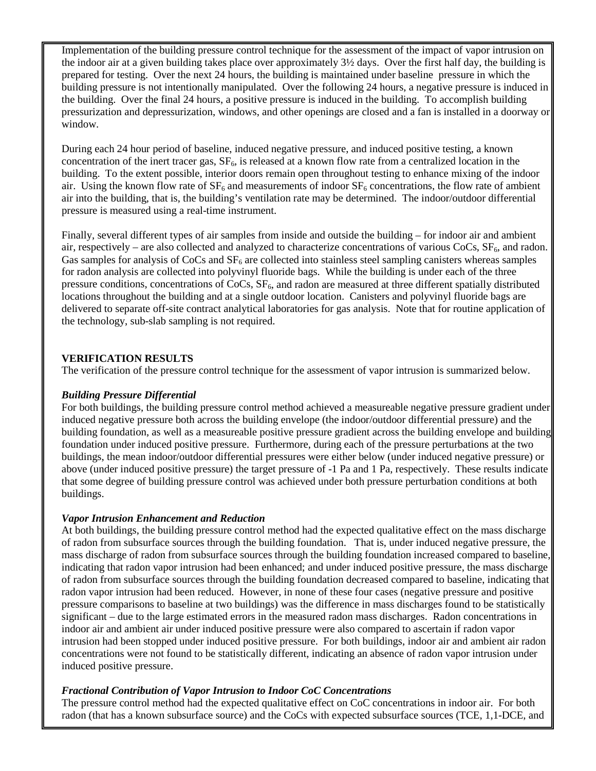Implementation of the building pressure control technique for the assessment of the impact of vapor intrusion on the indoor air at a given building takes place over approximately 3½ days. Over the first half day, the building is prepared for testing. Over the next 24 hours, the building is maintained under baseline pressure in which the building pressure is not intentionally manipulated. Over the following 24 hours, a negative pressure is induced in the building. Over the final 24 hours, a positive pressure is induced in the building. To accomplish building pressurization and depressurization, windows, and other openings are closed and a fan is installed in a doorway or window.

During each 24 hour period of baseline, induced negative pressure, and induced positive testing, a known concentration of the inert tracer gas, $SF_6$, is released at a known flow rate from a centralized location in the building. To the extent possible, interior doors remain open throughout testing to enhance mixing of the indoor air. Using the known flow rate of $SF_6$ and measurements of indoor $SF_6$ concentrations, the flow rate of ambient air into the building, that is, the building's ventilation rate may be determined. The indoor/outdoor differential pressure is measured using a real-time instrument.

Finally, several different types of air samples from inside and outside the building – for indoor air and ambient air, respectively – are also collected and analyzed to characterize concentrations of various CoCs, $SF_6$, and radon. Gas samples for analysis of CoCs and $SF_6$ are collected into stainless steel sampling canisters whereas samples for radon analysis are collected into polyvinyl fluoride bags. While the building is under each of the three pressure conditions, concentrations of CoCs, $SF_6$, and radon are measured at three different spatially distributed locations throughout the building and at a single outdoor location. Canisters and polyvinyl fluoride bags are delivered to separate off-site contract analytical laboratories for gas analysis. Note that for routine application of the technology, sub-slab sampling is not required.

**VERIFICATION RESULTS**

The verification of the pressure control technique for the assessment of vapor intrusion is summarized below.

***Building Pressure Differential***

For both buildings, the building pressure control method achieved a measureable negative pressure gradient under induced negative pressure both across the building envelope (the indoor/outdoor differential pressure) and the building foundation, as well as a measureable positive pressure gradient across the building envelope and building foundation under induced positive pressure. Furthermore, during each of the pressure perturbations at the two buildings, the mean indoor/outdoor differential pressures were either below (under induced negative pressure) or above (under induced positive pressure) the target pressure of -1 Pa and 1 Pa, respectively. These results indicate that some degree of building pressure control was achieved under both pressure perturbation conditions at both buildings.

***Vapor Intrusion Enhancement and Reduction***

At both buildings, the building pressure control method had the expected qualitative effect on the mass discharge of radon from subsurface sources through the building foundation. That is, under induced negative pressure, the mass discharge of radon from subsurface sources through the building foundation increased compared to baseline, indicating that radon vapor intrusion had been enhanced; and under induced positive pressure, the mass discharge of radon from subsurface sources through the building foundation decreased compared to baseline, indicating that radon vapor intrusion had been reduced. However, in none of these four cases (negative pressure and positive pressure comparisons to baseline at two buildings) was the difference in mass discharges found to be statistically significant – due to the large estimated errors in the measured radon mass discharges. Radon concentrations in indoor air and ambient air under induced positive pressure were also compared to ascertain if radon vapor intrusion had been stopped under induced positive pressure. For both buildings, indoor air and ambient air radon concentrations were not found to be statistically different, indicating an absence of radon vapor intrusion under induced positive pressure.

***Fractional Contribution of Vapor Intrusion to Indoor CoC Concentrations***

The pressure control method had the expected qualitative effect on CoC concentrations in indoor air. For both radon (that has a known subsurface source) and the CoCs with expected subsurface sources (TCE, 1,1-DCE, and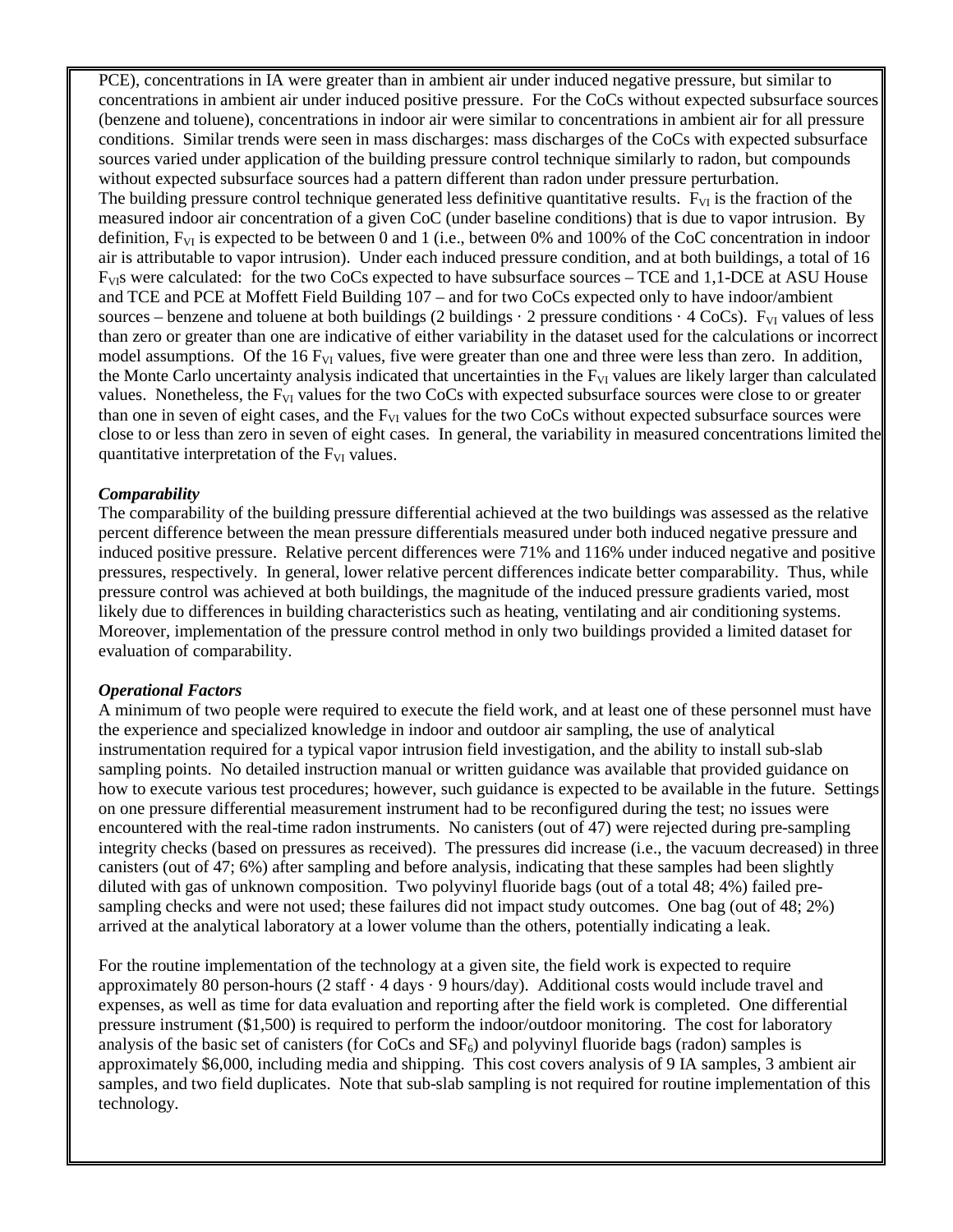PCE), concentrations in IA were greater than in ambient air under induced negative pressure, but similar to concentrations in ambient air under induced positive pressure. For the CoCs without expected subsurface sources (benzene and toluene), concentrations in indoor air were similar to concentrations in ambient air for all pressure conditions. Similar trends were seen in mass discharges: mass discharges of the CoCs with expected subsurface sources varied under application of the building pressure control technique similarly to radon, but compounds without expected subsurface sources had a pattern different than radon under pressure perturbation.
The building pressure control technique generated less definitive quantitative results. $F_{VI}$ is the fraction of the measured indoor air concentration of a given CoC (under baseline conditions) that is due to vapor intrusion. By definition, $F_{VI}$ is expected to be between 0 and 1 (i.e., between 0% and 100% of the CoC concentration in indoor air is attributable to vapor intrusion). Under each induced pressure condition, and at both buildings, a total of 16 $F_{VI}$s were calculated: for the two CoCs expected to have subsurface sources – TCE and 1,1-DCE at ASU House and TCE and PCE at Moffett Field Building 107 – and for two CoCs expected only to have indoor/ambient sources – benzene and toluene at both buildings (2 buildings · 2 pressure conditions · 4 CoCs). $F_{VI}$ values of less than zero or greater than one are indicative of either variability in the dataset used for the calculations or incorrect model assumptions. Of the 16 $F_{VI}$ values, five were greater than one and three were less than zero. In addition, the Monte Carlo uncertainty analysis indicated that uncertainties in the $F_{VI}$ values are likely larger than calculated values. Nonetheless, the $F_{VI}$ values for the two CoCs with expected subsurface sources were close to or greater than one in seven of eight cases, and the $F_{VI}$ values for the two CoCs without expected subsurface sources were close to or less than zero in seven of eight cases. In general, the variability in measured concentrations limited the quantitative interpretation of the $F_{VI}$ values.

***Comparability***
The comparability of the building pressure differential achieved at the two buildings was assessed as the relative percent difference between the mean pressure differentials measured under both induced negative pressure and induced positive pressure. Relative percent differences were 71% and 116% under induced negative and positive pressures, respectively. In general, lower relative percent differences indicate better comparability. Thus, while pressure control was achieved at both buildings, the magnitude of the induced pressure gradients varied, most likely due to differences in building characteristics such as heating, ventilating and air conditioning systems. Moreover, implementation of the pressure control method in only two buildings provided a limited dataset for evaluation of comparability.

***Operational Factors***
A minimum of two people were required to execute the field work, and at least one of these personnel must have the experience and specialized knowledge in indoor and outdoor air sampling, the use of analytical instrumentation required for a typical vapor intrusion field investigation, and the ability to install sub-slab sampling points. No detailed instruction manual or written guidance was available that provided guidance on how to execute various test procedures; however, such guidance is expected to be available in the future. Settings on one pressure differential measurement instrument had to be reconfigured during the test; no issues were encountered with the real-time radon instruments. No canisters (out of 47) were rejected during pre-sampling integrity checks (based on pressures as received). The pressures did increase (i.e., the vacuum decreased) in three canisters (out of 47; 6%) after sampling and before analysis, indicating that these samples had been slightly diluted with gas of unknown composition. Two polyvinyl fluoride bags (out of a total 48; 4%) failed pre-sampling checks and were not used; these failures did not impact study outcomes. One bag (out of 48; 2%) arrived at the analytical laboratory at a lower volume than the others, potentially indicating a leak.

For the routine implementation of the technology at a given site, the field work is expected to require approximately 80 person-hours (2 staff · 4 days · 9 hours/day). Additional costs would include travel and expenses, as well as time for data evaluation and reporting after the field work is completed. One differential pressure instrument ($1,500) is required to perform the indoor/outdoor monitoring. The cost for laboratory analysis of the basic set of canisters (for CoCs and $SF_6$) and polyvinyl fluoride bags (radon) samples is approximately $6,000, including media and shipping. This cost covers analysis of 9 IA samples, 3 ambient air samples, and two field duplicates. Note that sub-slab sampling is not required for routine implementation of this technology.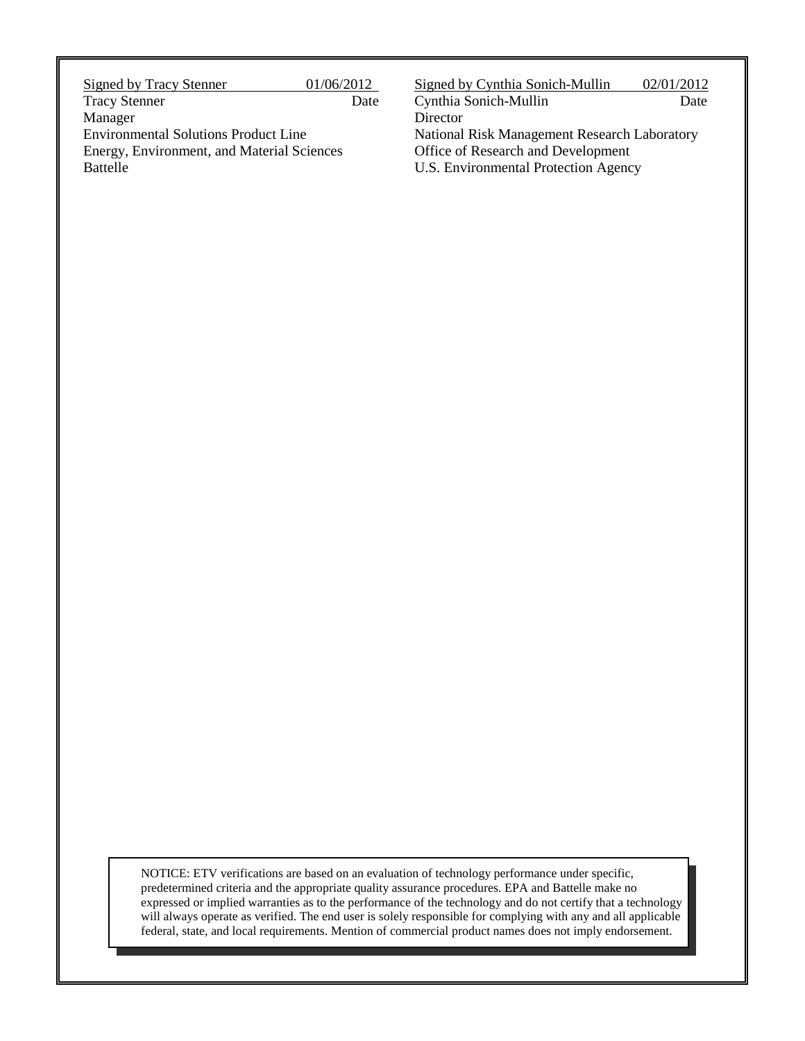Signed by Tracy Stenner 01/06/2012
Tracy Stenner Date
Manager
Environmental Solutions Product Line
Energy, Environment, and Material Sciences
Battelle

Signed by Cynthia Sonich-Mullin 02/01/2012
Cynthia Sonich-Mullin Date
Director
National Risk Management Research Laboratory
Office of Research and Development
U.S. Environmental Protection Agency

NOTICE: ETV verifications are based on an evaluation of technology performance under specific, predetermined criteria and the appropriate quality assurance procedures. EPA and Battelle make no expressed or implied warranties as to the performance of the technology and do not certify that a technology will always operate as verified. The end user is solely responsible for complying with any and all applicable federal, state, and local requirements. Mention of commercial product names does not imply endorsement.